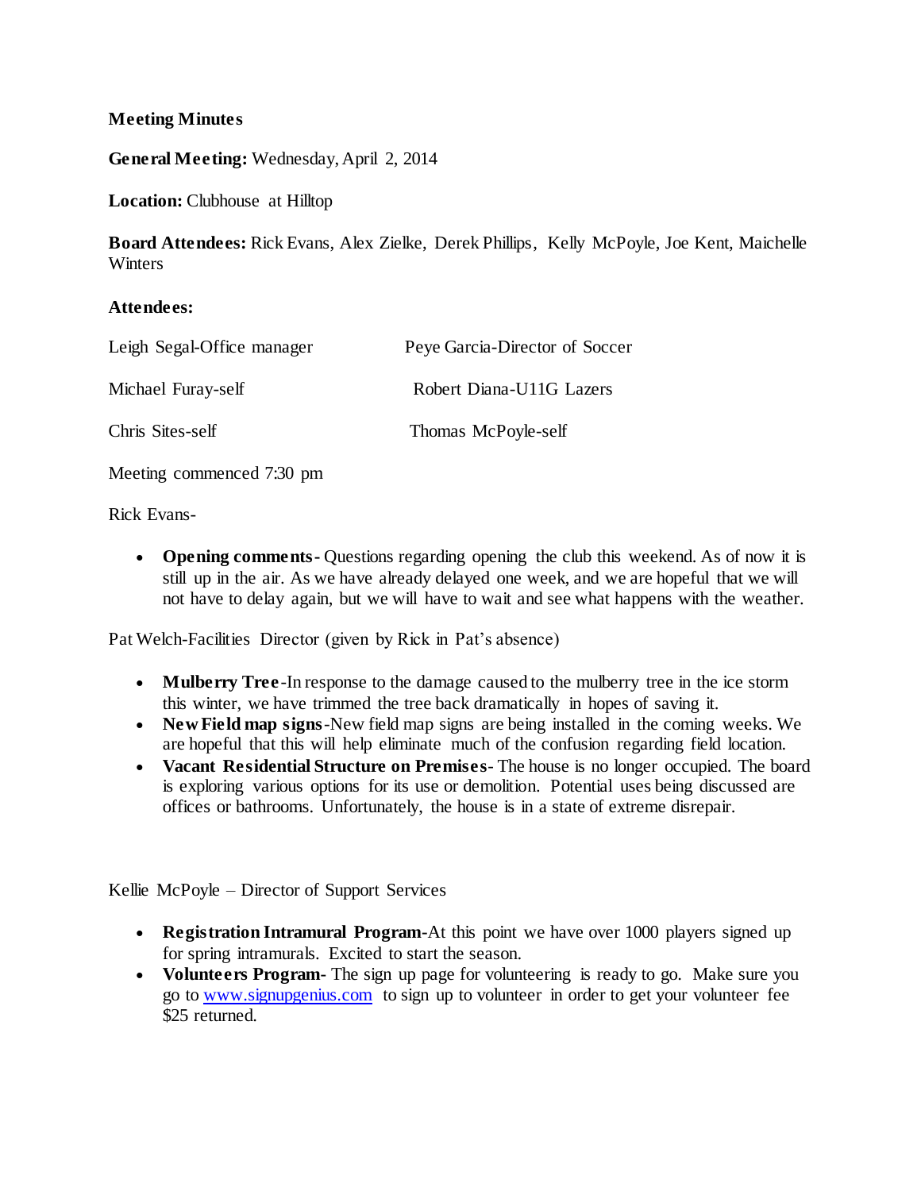**Meeting Minutes**

**General Meeting:** Wednesday, April 2, 2014

**Location:** Clubhouse at Hilltop

**Board Attendees:** Rick Evans, Alex Zielke, Derek Phillips, Kelly McPoyle, Joe Kent, Maichelle Winters

**Attendees:**

| | |
|---|---|
| Leigh Segal-Office manager | Peye Garcia-Director of Soccer |
| Michael Furay-self | Robert Diana-U11G Lazers |
| Chris Sites-self | Thomas McPoyle-self |

Meeting commenced 7:30 pm

Rick Evans-

- **Opening comments-** Questions regarding opening the club this weekend. As of now it is still up in the air. As we have already delayed one week, and we are hopeful that we will not have to delay again, but we will have to wait and see what happens with the weather.

Pat Welch-Facilities Director (given by Rick in Pat's absence)

- **Mulberry Tree**-In response to the damage caused to the mulberry tree in the ice storm this winter, we have trimmed the tree back dramatically in hopes of saving it.
- **New Field map signs**-New field map signs are being installed in the coming weeks. We are hopeful that this will help eliminate much of the confusion regarding field location.
- **Vacant Residential Structure on Premises**- The house is no longer occupied. The board is exploring various options for its use or demolition. Potential uses being discussed are offices or bathrooms. Unfortunately, the house is in a state of extreme disrepair.

Kellie McPoyle – Director of Support Services

- **Registration Intramural Program-**At this point we have over 1000 players signed up for spring intramurals. Excited to start the season.
- **Volunteers Program-** The sign up page for volunteering is ready to go. Make sure you go to www.signupgenius.com to sign up to volunteer in order to get your volunteer fee $25 returned.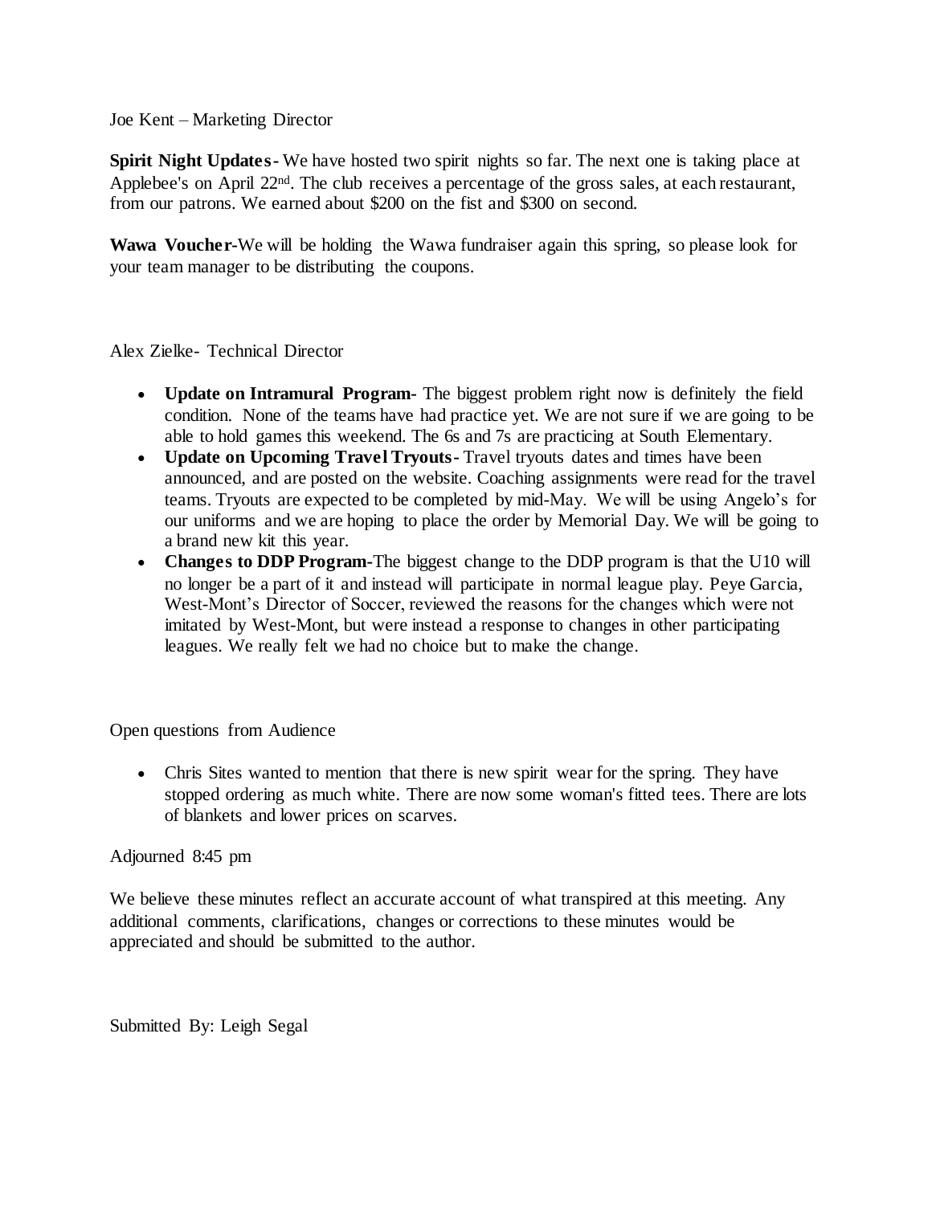Joe Kent – Marketing Director

**Spirit Night Updates-** We have hosted two spirit nights so far. The next one is taking place at Applebee's on April 22nd. The club receives a percentage of the gross sales, at each restaurant, from our patrons. We earned about $200 on the fist and $300 on second.

**Wawa Voucher-**We will be holding the Wawa fundraiser again this spring, so please look for your team manager to be distributing the coupons.

Alex Zielke- Technical Director

- **Update on Intramural Program-** The biggest problem right now is definitely the field condition. None of the teams have had practice yet. We are not sure if we are going to be able to hold games this weekend. The 6s and 7s are practicing at South Elementary.
- **Update on Upcoming Travel Tryouts-** Travel tryouts dates and times have been announced, and are posted on the website. Coaching assignments were read for the travel teams. Tryouts are expected to be completed by mid-May. We will be using Angelo's for our uniforms and we are hoping to place the order by Memorial Day. We will be going to a brand new kit this year.
- **Changes to DDP Program-**The biggest change to the DDP program is that the U10 will no longer be a part of it and instead will participate in normal league play. Peye Garcia, West-Mont's Director of Soccer, reviewed the reasons for the changes which were not imitated by West-Mont, but were instead a response to changes in other participating leagues. We really felt we had no choice but to make the change.

Open questions from Audience

- Chris Sites wanted to mention that there is new spirit wear for the spring. They have stopped ordering as much white. There are now some woman's fitted tees. There are lots of blankets and lower prices on scarves.

Adjourned 8:45 pm

We believe these minutes reflect an accurate account of what transpired at this meeting. Any additional comments, clarifications, changes or corrections to these minutes would be appreciated and should be submitted to the author.

Submitted By: Leigh Segal